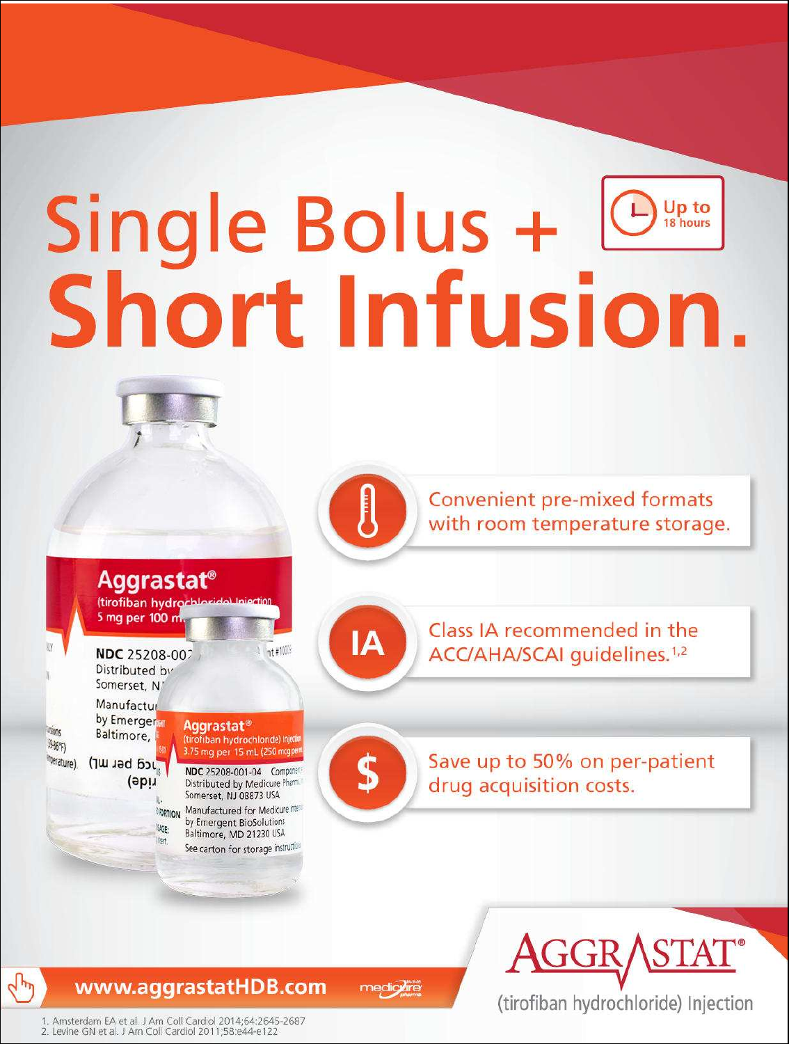# Single Bolus + Short Infusion.

Up to 18 hours

Convenient pre-mixed formats with room temperature storage.

Class IA recommended in the ACC/AHA/SCAI guidelines.[1,2]

Save up to 50% on per-patient drug acquisition costs.

www.aggrastatHDB.com

AGGRASTAT®

(tirofiban hydrochloride) Injection

1. Amsterdam EA et al. J Am Coll Cardiol 2014;64:2645-2687
2. Levine GN et al. J Am Coll Cardiol 2011;58:e44-e122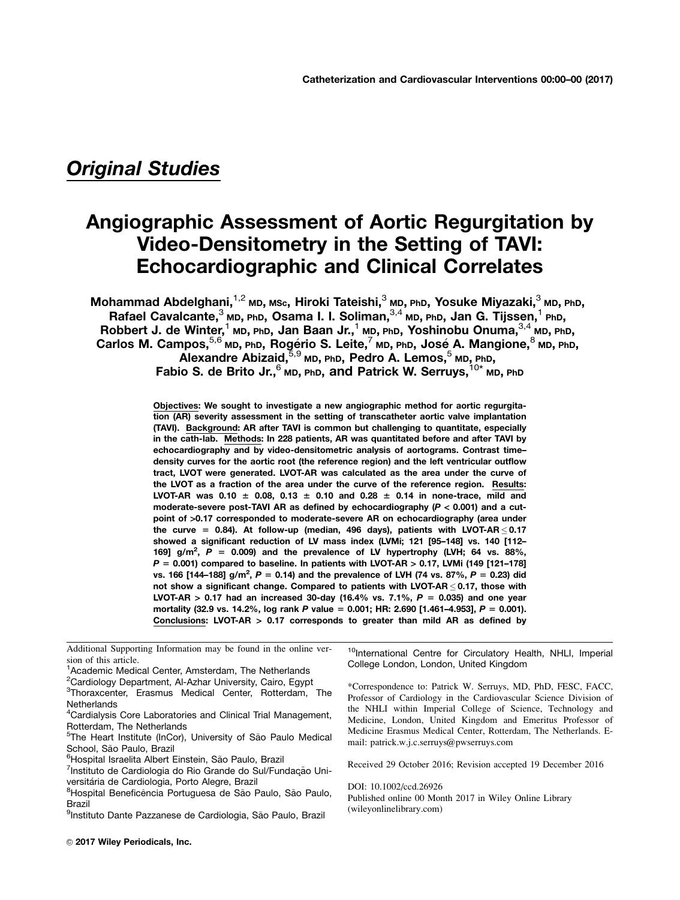## Original Studies

# Angiographic Assessment of Aortic Regurgitation by Video-Densitometry in the Setting of TAVI: Echocardiographic and Clinical Correlates

**Mohammad Abdelghani,**[1,2] **MD, MSc, Hiroki Tateishi,**[3] **MD, PhD, Yosuke Miyazaki,**[3] **MD, PhD, Rafael Cavalcante,**[3] **MD, PhD, Osama I. I. Soliman,**[3,4] **MD, PhD, Jan G. Tijssen,**[1] **PhD, Robbert J. de Winter,**[1] **MD, PhD, Jan Baan Jr.,**[1] **MD, PhD, Yoshinobu Onuma,**[3,4] **MD, PhD, Carlos M. Campos,**[5,6] **MD, PhD, Rogério S. Leite,**[7] **MD, PhD, José A. Mangione,**[8] **MD, PhD, Alexandre Abizaid,**[5,9] **MD, PhD, Pedro A. Lemos,**[5] **MD, PhD, Fabio S. de Brito Jr.,**[6] **MD, PhD, and Patrick W. Serruys,**[10*] **MD, PhD**

**Objectives: We sought to investigate a new angiographic method for aortic regurgitation (AR) severity assessment in the setting of transcatheter aortic valve implantation (TAVI). Background: AR after TAVI is common but challenging to quantitate, especially in the cath-lab. Methods: In 228 patients, AR was quantitated before and after TAVI by echocardiography and by video-densitometric analysis of aortograms. Contrast time–density curves for the aortic root (the reference region) and the left ventricular outflow tract, LVOT were generated. LVOT-AR was calculated as the area under the curve of the LVOT as a fraction of the area under the curve of the reference region. Results: LVOT-AR was 0.10 ± 0.08, 0.13 ± 0.10 and 0.28 ± 0.14 in none-trace, mild and moderate-severe post-TAVI AR as defined by echocardiography (*P* < 0.001) and a cut-point of >0.17 corresponded to moderate-severe AR on echocardiography (area under the curve = 0.84). At follow-up (median, 496 days), patients with LVOT-AR ≤ 0.17 showed a significant reduction of LV mass index (LVMi; 121 [95–148] vs. 140 [112–169] g/m$^2$, *P* = 0.009) and the prevalence of LV hypertrophy (LVH; 64 vs. 88%, *P* = 0.001) compared to baseline. In patients with LVOT-AR > 0.17, LVMi (149 [121–178] vs. 166 [144–188] g/m$^2$, *P* = 0.14) and the prevalence of LVH (74 vs. 87%, *P* = 0.23) did not show a significant change. Compared to patients with LVOT-AR ≤ 0.17, those with LVOT-AR > 0.17 had an increased 30-day (16.4% vs. 7.1%, *P* = 0.035) and one year mortality (32.9 vs. 14.2%, log rank *P* value = 0.001; HR: 2.690 [1.461–4.953], *P* = 0.001). Conclusions: LVOT-AR > 0.17 corresponds to greater than mild AR as defined by**

Additional Supporting Information may be found in the online version of this article.

[1]Academic Medical Center, Amsterdam, The Netherlands
[2]Cardiology Department, Al-Azhar University, Cairo, Egypt
[3]Thoraxcenter, Erasmus Medical Center, Rotterdam, The Netherlands
[4]Cardialysis Core Laboratories and Clinical Trial Management, Rotterdam, The Netherlands
[5]The Heart Institute (InCor), University of São Paulo Medical School, São Paulo, Brazil
[6]Hospital Israelita Albert Einstein, São Paulo, Brazil
[7]Instituto de Cardiologia do Rio Grande do Sul/Fundação Universitária de Cardiologia, Porto Alegre, Brazil
[8]Hospital Beneficência Portuguesa de São Paulo, São Paulo, Brazil
[9]Instituto Dante Pazzanese de Cardiologia, São Paulo, Brazil
[10]International Centre for Circulatory Health, NHLI, Imperial College London, London, United Kingdom

*Correspondence to: Patrick W. Serruys, MD, PhD, FESC, FACC, Professor of Cardiology in the Cardiovascular Science Division of the NHLI within Imperial College of Science, Technology and Medicine, London, United Kingdom and Emeritus Professor of Medicine Erasmus Medical Center, Rotterdam, The Netherlands. E-mail: patrick.w.j.c.serruys@pwserruys.com

Received 29 October 2016; Revision accepted 19 December 2016

DOI: 10.1002/ccd.26926
Published online 00 Month 2017 in Wiley Online Library (wileyonlinelibrary.com)

© 2017 Wiley Periodicals, Inc.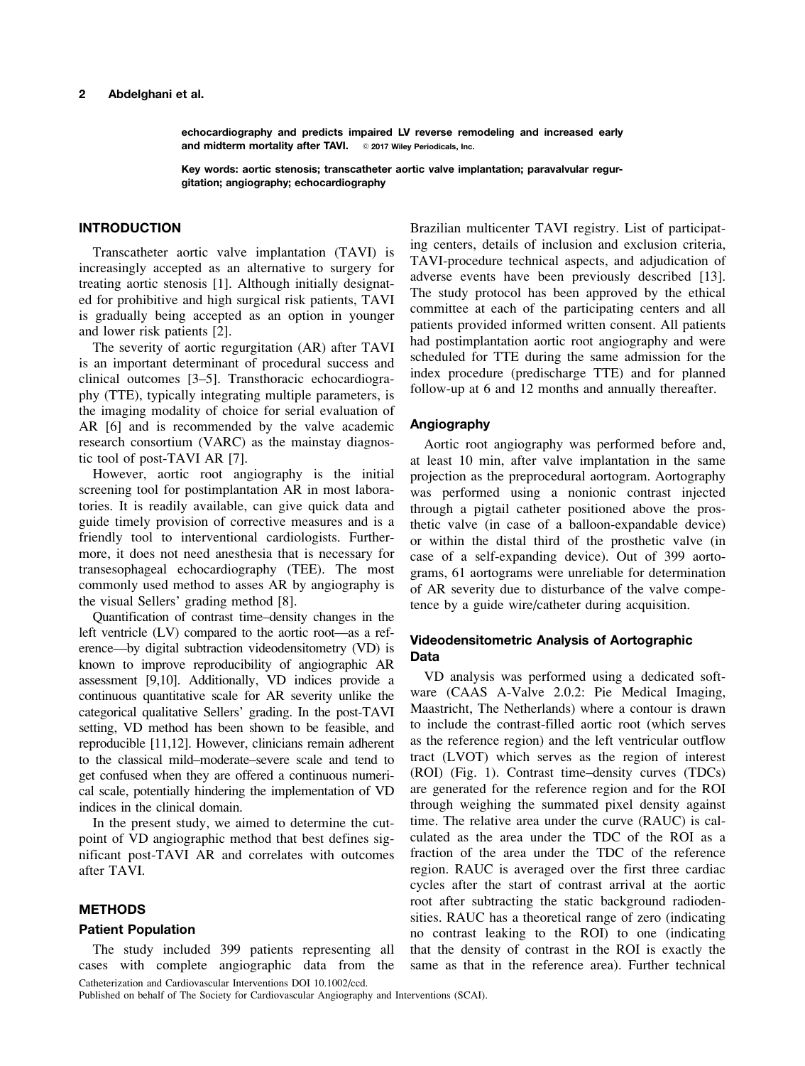echocardiography and predicts impaired LV reverse remodeling and increased early and midterm mortality after TAVI. © 2017 Wiley Periodicals, Inc.

**Key words: aortic stenosis; transcatheter aortic valve implantation; paravalvular regurgitation; angiography; echocardiography**

## INTRODUCTION

Transcatheter aortic valve implantation (TAVI) is increasingly accepted as an alternative to surgery for treating aortic stenosis [1]. Although initially designated for prohibitive and high surgical risk patients, TAVI is gradually being accepted as an option in younger and lower risk patients [2].

The severity of aortic regurgitation (AR) after TAVI is an important determinant of procedural success and clinical outcomes [3–5]. Transthoracic echocardiography (TTE), typically integrating multiple parameters, is the imaging modality of choice for serial evaluation of AR [6] and is recommended by the valve academic research consortium (VARC) as the mainstay diagnostic tool of post-TAVI AR [7].

However, aortic root angiography is the initial screening tool for postimplantation AR in most laboratories. It is readily available, can give quick data and guide timely provision of corrective measures and is a friendly tool to interventional cardiologists. Furthermore, it does not need anesthesia that is necessary for transesophageal echocardiography (TEE). The most commonly used method to asses AR by angiography is the visual Sellers' grading method [8].

Quantification of contrast time–density changes in the left ventricle (LV) compared to the aortic root—as a reference—by digital subtraction videodensitometry (VD) is known to improve reproducibility of angiographic AR assessment [9,10]. Additionally, VD indices provide a continuous quantitative scale for AR severity unlike the categorical qualitative Sellers' grading. In the post-TAVI setting, VD method has been shown to be feasible, and reproducible [11,12]. However, clinicians remain adherent to the classical mild–moderate–severe scale and tend to get confused when they are offered a continuous numerical scale, potentially hindering the implementation of VD indices in the clinical domain.

In the present study, we aimed to determine the cutpoint of VD angiographic method that best defines significant post-TAVI AR and correlates with outcomes after TAVI.

## METHODS

### Patient Population

The study included 399 patients representing all cases with complete angiographic data from the Brazilian multicenter TAVI registry. List of participating centers, details of inclusion and exclusion criteria, TAVI-procedure technical aspects, and adjudication of adverse events have been previously described [13]. The study protocol has been approved by the ethical committee at each of the participating centers and all patients provided informed written consent. All patients had postimplantation aortic root angiography and were scheduled for TTE during the same admission for the index procedure (predischarge TTE) and for planned follow-up at 6 and 12 months and annually thereafter.

### Angiography

Aortic root angiography was performed before and, at least 10 min, after valve implantation in the same projection as the preprocedural aortogram. Aortography was performed using a nonionic contrast injected through a pigtail catheter positioned above the prosthetic valve (in case of a balloon-expandable device) or within the distal third of the prosthetic valve (in case of a self-expanding device). Out of 399 aortograms, 61 aortograms were unreliable for determination of AR severity due to disturbance of the valve competence by a guide wire/catheter during acquisition.

### Videodensitometric Analysis of Aortographic Data

VD analysis was performed using a dedicated software (CAAS A-Valve 2.0.2: Pie Medical Imaging, Maastricht, The Netherlands) where a contour is drawn to include the contrast-filled aortic root (which serves as the reference region) and the left ventricular outflow tract (LVOT) which serves as the region of interest (ROI) (Fig. 1). Contrast time–density curves (TDCs) are generated for the reference region and for the ROI through weighing the summated pixel density against time. The relative area under the curve (RAUC) is calculated as the area under the TDC of the ROI as a fraction of the area under the TDC of the reference region. RAUC is averaged over the first three cardiac cycles after the start of contrast arrival at the aortic root after subtracting the static background radiodensities. RAUC has a theoretical range of zero (indicating no contrast leaking to the ROI) to one (indicating that the density of contrast in the ROI is exactly the same as that in the reference area). Further technical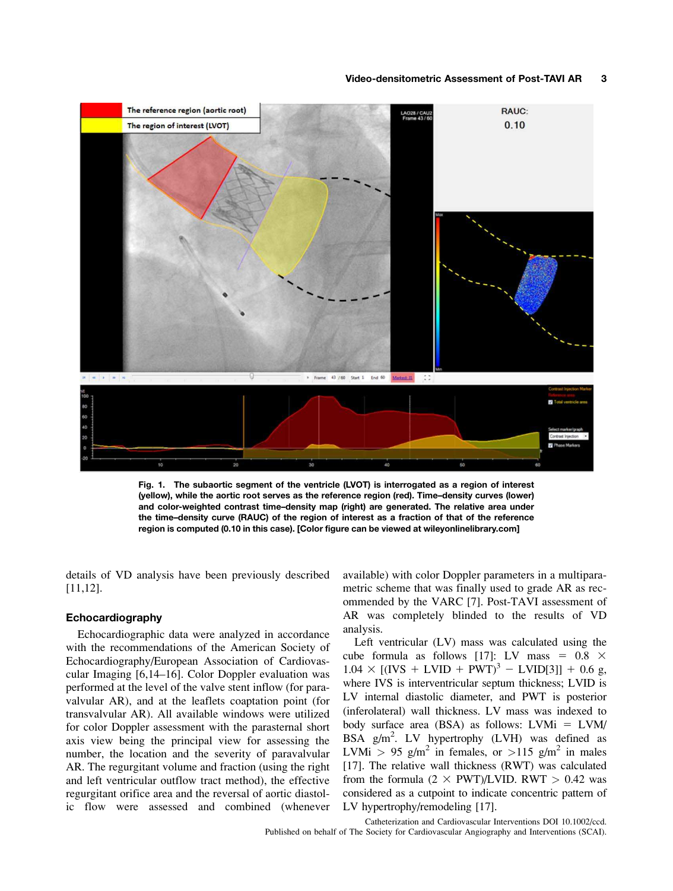Fig. 1. The subaortic segment of the ventricle (LVOT) is interrogated as a region of interest (yellow), while the aortic root serves as the reference region (red). Time–density curves (lower) and color-weighted contrast time–density map (right) are generated. The relative area under the time–density curve (RAUC) of the region of interest as a fraction of that of the reference region is computed (0.10 in this case). [Color figure can be viewed at wileyonlinelibrary.com]

details of VD analysis have been previously described [11,12].

### Echocardiography

Echocardiographic data were analyzed in accordance with the recommendations of the American Society of Echocardiography/European Association of Cardiovascular Imaging [6,14–16]. Color Doppler evaluation was performed at the level of the valve stent inflow (for paravalvular AR), and at the leaflets coaptation point (for transvalvular AR). All available windows were utilized for color Doppler assessment with the parasternal short axis view being the principal view for assessing the number, the location and the severity of paravalvular AR. The regurgitant volume and fraction (using the right and left ventricular outflow tract method), the effective regurgitant orifice area and the reversal of aortic diastolic flow were assessed and combined (whenever available) with color Doppler parameters in a multiparametric scheme that was finally used to grade AR as recommended by the VARC [7]. Post-TAVI assessment of AR was completely blinded to the results of VD analysis.

Left ventricular (LV) mass was calculated using the cube formula as follows [17]: LV mass $= 0.8 \times 1.04 \times [(\text{IVS} + \text{LVID} + \text{PWT})^3 - \text{LVID}[3]] + 0.6$ g, where IVS is interventricular septum thickness; LVID is LV internal diastolic diameter, and PWT is posterior (inferolateral) wall thickness. LV mass was indexed to body surface area (BSA) as follows: LVMi = LVM/BSA g/m$^2$. LV hypertrophy (LVH) was defined as LVMi $> 95$ g/m$^2$ in females, or $>115$ g/m$^2$ in males [17]. The relative wall thickness (RWT) was calculated from the formula $(2 \times \text{PWT})/\text{LVID}$. RWT $> 0.42$ was considered as a cutpoint to indicate concentric pattern of LV hypertrophy/remodeling [17].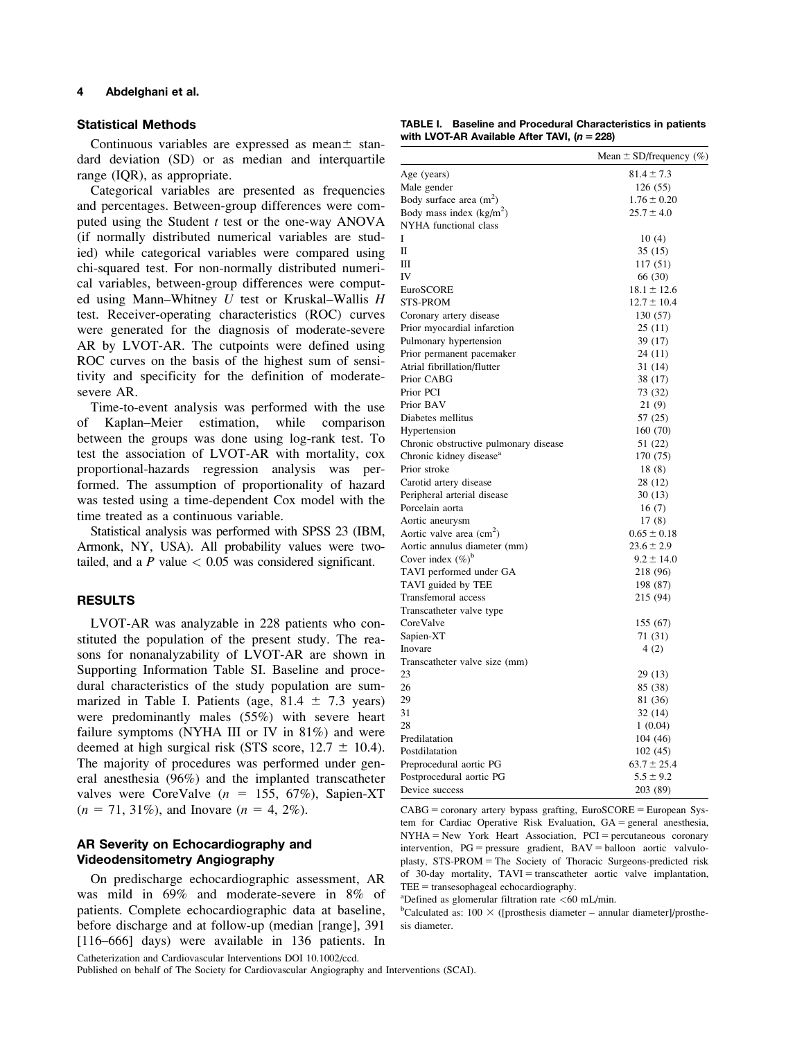### Statistical Methods

Continuous variables are expressed as mean± standard deviation (SD) or as median and interquartile range (IQR), as appropriate.

Categorical variables are presented as frequencies and percentages. Between-group differences were computed using the Student $t$ test or the one-way ANOVA (if normally distributed numerical variables are studied) while categorical variables were compared using chi-squared test. For non-normally distributed numerical variables, between-group differences were computed using Mann–Whitney $U$ test or Kruskal–Wallis $H$ test. Receiver-operating characteristics (ROC) curves were generated for the diagnosis of moderate-severe AR by LVOT-AR. The cutpoints were defined using ROC curves on the basis of the highest sum of sensitivity and specificity for the definition of moderate-severe AR.

Time-to-event analysis was performed with the use of Kaplan–Meier estimation, while comparison between the groups was done using log-rank test. To test the association of LVOT-AR with mortality, cox proportional-hazards regression analysis was performed. The assumption of proportionality of hazard was tested using a time-dependent Cox model with the time treated as a continuous variable.

Statistical analysis was performed with SPSS 23 (IBM, Armonk, NY, USA). All probability values were two-tailed, and a $P$ value $< 0.05$ was considered significant.

## RESULTS

LVOT-AR was analyzable in 228 patients who constituted the population of the present study. The reasons for nonanalyzability of LVOT-AR are shown in Supporting Information Table SI. Baseline and procedural characteristics of the study population are summarized in Table I. Patients (age, 81.4 ± 7.3 years) were predominantly males (55%) with severe heart failure symptoms (NYHA III or IV in 81%) and were deemed at high surgical risk (STS score, 12.7 ± 10.4). The majority of procedures was performed under general anesthesia (96%) and the implanted transcatheter valves were CoreValve ($n$ = 155, 67%), Sapien-XT ($n$ = 71, 31%), and Inovare ($n$ = 4, 2%).

### AR Severity on Echocardiography and Videodensitometry Angiography

On predischarge echocardiographic assessment, AR was mild in 69% and moderate-severe in 8% of patients. Complete echocardiographic data at baseline, before discharge and at follow-up (median [range], 391 [116–666] days) were available in 136 patients. In

**TABLE I. Baseline and Procedural Characteristics in patients with LVOT-AR Available After TAVI, ($n$ = 228)**

| | Mean ± SD/frequency (%) |
|---|---|
| Age (years) | 81.4 ± 7.3 |
| Male gender | 126 (55) |
| Body surface area ($m^2$) | 1.76 ± 0.20 |
| Body mass index ($kg/m^2$) | 25.7 ± 4.0 |
| NYHA functional class | |
| I | 10 (4) |
| II | 35 (15) |
| III | 117 (51) |
| IV | 66 (30) |
| EuroSCORE | 18.1 ± 12.6 |
| STS-PROM | 12.7 ± 10.4 |
| Coronary artery disease | 130 (57) |
| Prior myocardial infarction | 25 (11) |
| Pulmonary hypertension | 39 (17) |
| Prior permanent pacemaker | 24 (11) |
| Atrial fibrillation/flutter | 31 (14) |
| Prior CABG | 38 (17) |
| Prior PCI | 73 (32) |
| Prior BAV | 21 (9) |
| Diabetes mellitus | 57 (25) |
| Hypertension | 160 (70) |
| Chronic obstructive pulmonary disease | 51 (22) |
| Chronic kidney disease[a] | 170 (75) |
| Prior stroke | 18 (8) |
| Carotid artery disease | 28 (12) |
| Peripheral arterial disease | 30 (13) |
| Porcelain aorta | 16 (7) |
| Aortic aneurysm | 17 (8) |
| Aortic valve area ($cm^2$) | 0.65 ± 0.18 |
| Aortic annulus diameter (mm) | 23.6 ± 2.9 |
| Cover index (%)[b] | 9.2 ± 14.0 |
| TAVI performed under GA | 218 (96) |
| TAVI guided by TEE | 198 (87) |
| Transfemoral access | 215 (94) |
| Transcatheter valve type | |
| CoreValve | 155 (67) |
| Sapien-XT | 71 (31) |
| Inovare | 4 (2) |
| Transcatheter valve size (mm) | |
| 23 | 29 (13) |
| 26 | 85 (38) |
| 29 | 81 (36) |
| 31 | 32 (14) |
| 28 | 1 (0.04) |
| Predilatation | 104 (46) |
| Postdilatation | 102 (45) |
| Preprocedural aortic PG | 63.7 ± 25.4 |
| Postprocedural aortic PG | 5.5 ± 9.2 |
| Device success | 203 (89) |

CABG = coronary artery bypass grafting, EuroSCORE = European System for Cardiac Operative Risk Evaluation, GA = general anesthesia, NYHA = New York Heart Association, PCI = percutaneous coronary intervention, PG = pressure gradient, BAV = balloon aortic valvuloplasty, STS-PROM = The Society of Thoracic Surgeons-predicted risk of 30-day mortality, TAVI = transcatheter aortic valve implantation, TEE = transesophageal echocardiography.

[a]Defined as glomerular filtration rate <60 mL/min.

[b]Calculated as: 100 × ([prosthesis diameter − annular diameter]/prosthesis diameter.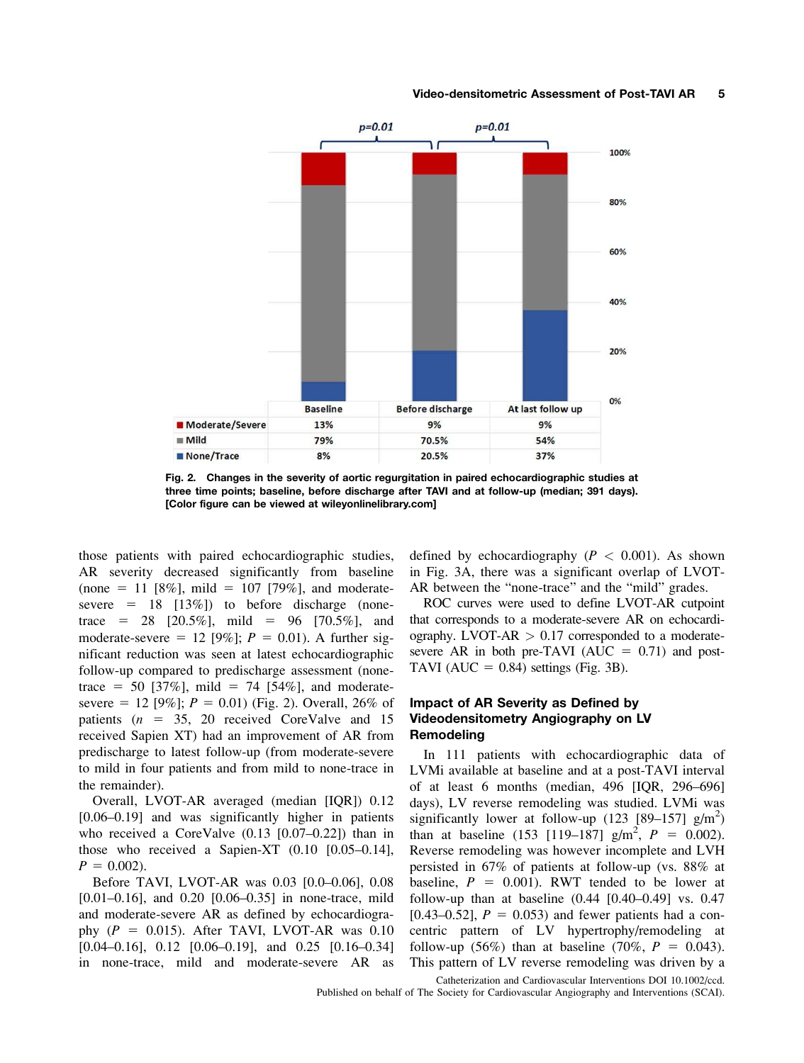| | Baseline | Before discharge | At last follow up |
|---|---|---|---|
| Moderate/Severe | 13% | 9% | 9% |
| Mild | 79% | 70.5% | 54% |
| None/Trace | 8% | 20.5% | 37% |

**Fig. 2. Changes in the severity of aortic regurgitation in paired echocardiographic studies at three time points; baseline, before discharge after TAVI and at follow-up (median; 391 days). [Color figure can be viewed at wileyonlinelibrary.com]**

those patients with paired echocardiographic studies, AR severity decreased significantly from baseline (none = 11 [8%], mild = 107 [79%], and moderate-severe = 18 [13%]) to before discharge (none-trace = 28 [20.5%], mild = 96 [70.5%], and moderate-severe = 12 [9%]; $P = 0.01$). A further significant reduction was seen at latest echocardiographic follow-up compared to predischarge assessment (none-trace = 50 [37%], mild = 74 [54%], and moderate-severe = 12 [9%]; $P = 0.01$) (Fig. 2). Overall, 26% of patients ($n = 35$, 20 received CoreValve and 15 received Sapien XT) had an improvement of AR from predischarge to latest follow-up (from moderate-severe to mild in four patients and from mild to none-trace in the remainder).

Overall, LVOT-AR averaged (median [IQR]) 0.12 [0.06–0.19] and was significantly higher in patients who received a CoreValve (0.13 [0.07–0.22]) than in those who received a Sapien-XT (0.10 [0.05–0.14], $P = 0.002$).

Before TAVI, LVOT-AR was 0.03 [0.0–0.06], 0.08 [0.01–0.16], and 0.20 [0.06–0.35] in none-trace, mild and moderate-severe AR as defined by echocardiography ($P = 0.015$). After TAVI, LVOT-AR was 0.10 [0.04–0.16], 0.12 [0.06–0.19], and 0.25 [0.16–0.34] in none-trace, mild and moderate-severe AR as defined by echocardiography ($P < 0.001$). As shown in Fig. 3A, there was a significant overlap of LVOT-AR between the "none-trace" and the "mild" grades.

ROC curves were used to define LVOT-AR cutpoint that corresponds to a moderate-severe AR on echocardiography. LVOT-AR > 0.17 corresponded to a moderate-severe AR in both pre-TAVI (AUC = 0.71) and post-TAVI (AUC = 0.84) settings (Fig. 3B).

### Impact of AR Severity as Defined by Videodensitometry Angiography on LV Remodeling

In 111 patients with echocardiographic data of LVMi available at baseline and at a post-TAVI interval of at least 6 months (median, 496 [IQR, 296–696] days), LV reverse remodeling was studied. LVMi was significantly lower at follow-up (123 [89–157] g/m$^2$) than at baseline (153 [119–187] g/m$^2$, $P = 0.002$). Reverse remodeling was however incomplete and LVH persisted in 67% of patients at follow-up (vs. 88% at baseline, $P = 0.001$). RWT tended to be lower at follow-up than at baseline (0.44 [0.40–0.49] vs. 0.47 [0.43–0.52], $P = 0.053$) and fewer patients had a concentric pattern of LV hypertrophy/remodeling at follow-up (56%) than at baseline (70%, $P = 0.043$). This pattern of LV reverse remodeling was driven by a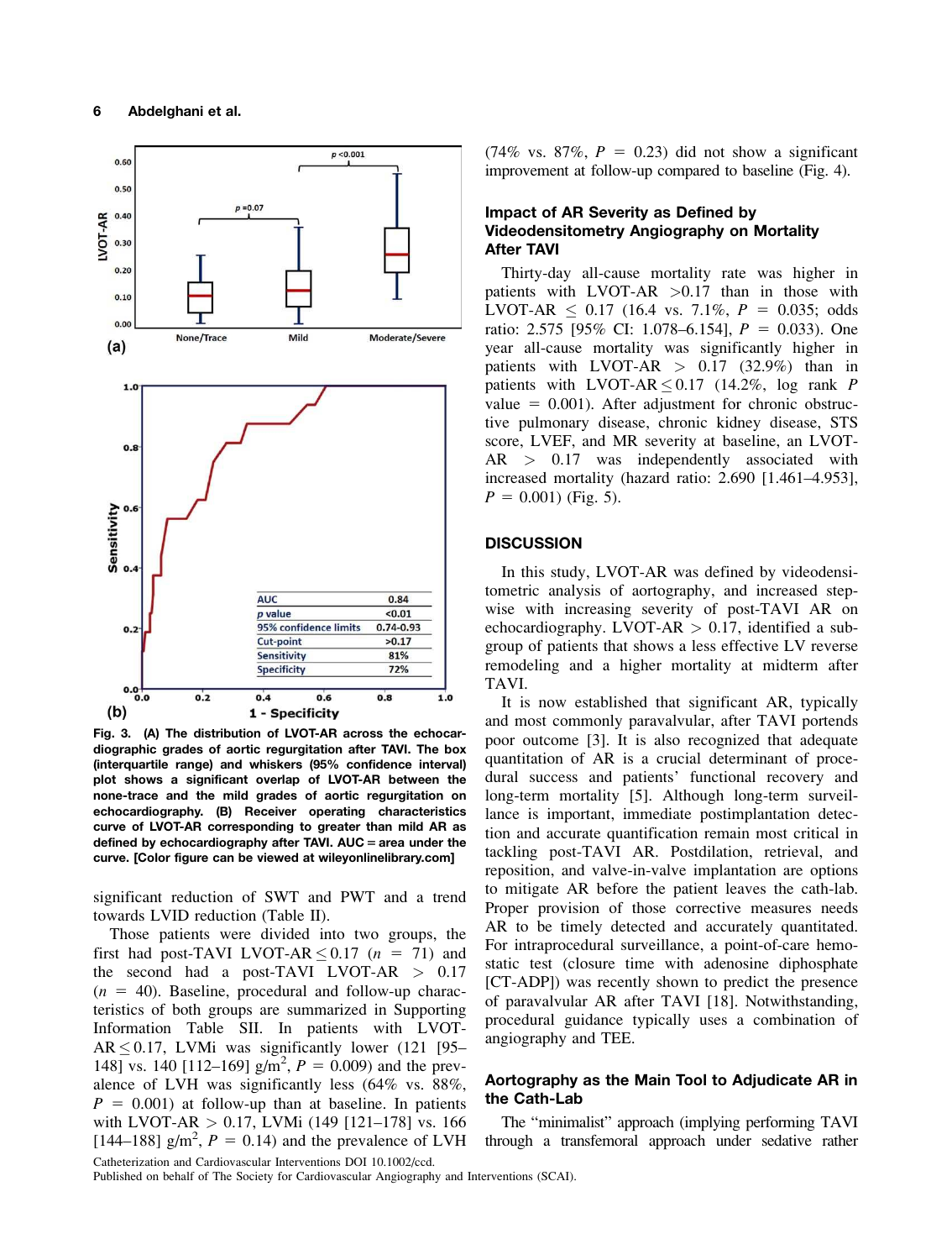Fig. 3. (A) The distribution of LVOT-AR across the echocardiographic grades of aortic regurgitation after TAVI. The box (interquartile range) and whiskers (95% confidence interval) plot shows a significant overlap of LVOT-AR between the none-trace and the mild grades of aortic regurgitation on echocardiography. (B) Receiver operating characteristics curve of LVOT-AR corresponding to greater than mild AR as defined by echocardiography after TAVI. AUC = area under the curve. [Color figure can be viewed at wileyonlinelibrary.com]

significant reduction of SWT and PWT and a trend towards LVID reduction (Table II).

Those patients were divided into two groups, the first had post-TAVI LVOT-AR $\leq 0.17$ ($n$ = 71) and the second had a post-TAVI LVOT-AR $>$ 0.17 ($n$ = 40). Baseline, procedural and follow-up characteristics of both groups are summarized in Supporting Information Table SII. In patients with LVOT-AR $\leq 0.17$, LVMi was significantly lower (121 [95–148] vs. 140 [112–169] g/m$^2$, $P$ = 0.009) and the prevalence of LVH was significantly less (64% vs. 88%, $P$ = 0.001) at follow-up than at baseline. In patients with LVOT-AR $>$ 0.17, LVMi (149 [121–178] vs. 166 [144–188] g/m$^2$, $P$ = 0.14) and the prevalence of LVH (74% vs. 87%, $P$ = 0.23) did not show a significant improvement at follow-up compared to baseline (Fig. 4).

### Impact of AR Severity as Defined by Videodensitometry Angiography on Mortality After TAVI

Thirty-day all-cause mortality rate was higher in patients with LVOT-AR >0.17 than in those with LVOT-AR $\leq$ 0.17 (16.4 vs. 7.1%, $P$ = 0.035; odds ratio: 2.575 [95% CI: 1.078–6.154], $P$ = 0.033). One year all-cause mortality was significantly higher in patients with LVOT-AR $>$ 0.17 (32.9%) than in patients with LVOT-AR $\leq 0.17$ (14.2%, log rank $P$ value = 0.001). After adjustment for chronic obstructive pulmonary disease, chronic kidney disease, STS score, LVEF, and MR severity at baseline, an LVOT-AR $>$ 0.17 was independently associated with increased mortality (hazard ratio: 2.690 [1.461–4.953], $P$ = 0.001) (Fig. 5).

## DISCUSSION

In this study, LVOT-AR was defined by videodensitometric analysis of aortography, and increased stepwise with increasing severity of post-TAVI AR on echocardiography. LVOT-AR > 0.17, identified a subgroup of patients that shows a less effective LV reverse remodeling and a higher mortality at midterm after TAVI.

It is now established that significant AR, typically and most commonly paravalvular, after TAVI portends poor outcome [3]. It is also recognized that adequate quantitation of AR is a crucial determinant of procedural success and patients' functional recovery and long-term mortality [5]. Although long-term surveillance is important, immediate postimplantation detection and accurate quantification remain most critical in tackling post-TAVI AR. Postdilation, retrieval, and reposition, and valve-in-valve implantation are options to mitigate AR before the patient leaves the cath-lab. Proper provision of those corrective measures needs AR to be timely detected and accurately quantitated. For intraprocedural surveillance, a point-of-care hemostatic test (closure time with adenosine diphosphate [CT-ADP]) was recently shown to predict the presence of paravalvular AR after TAVI [18]. Notwithstanding, procedural guidance typically uses a combination of angiography and TEE.

### Aortography as the Main Tool to Adjudicate AR in the Cath-Lab

The "minimalist" approach (implying performing TAVI through a transfemoral approach under sedative rather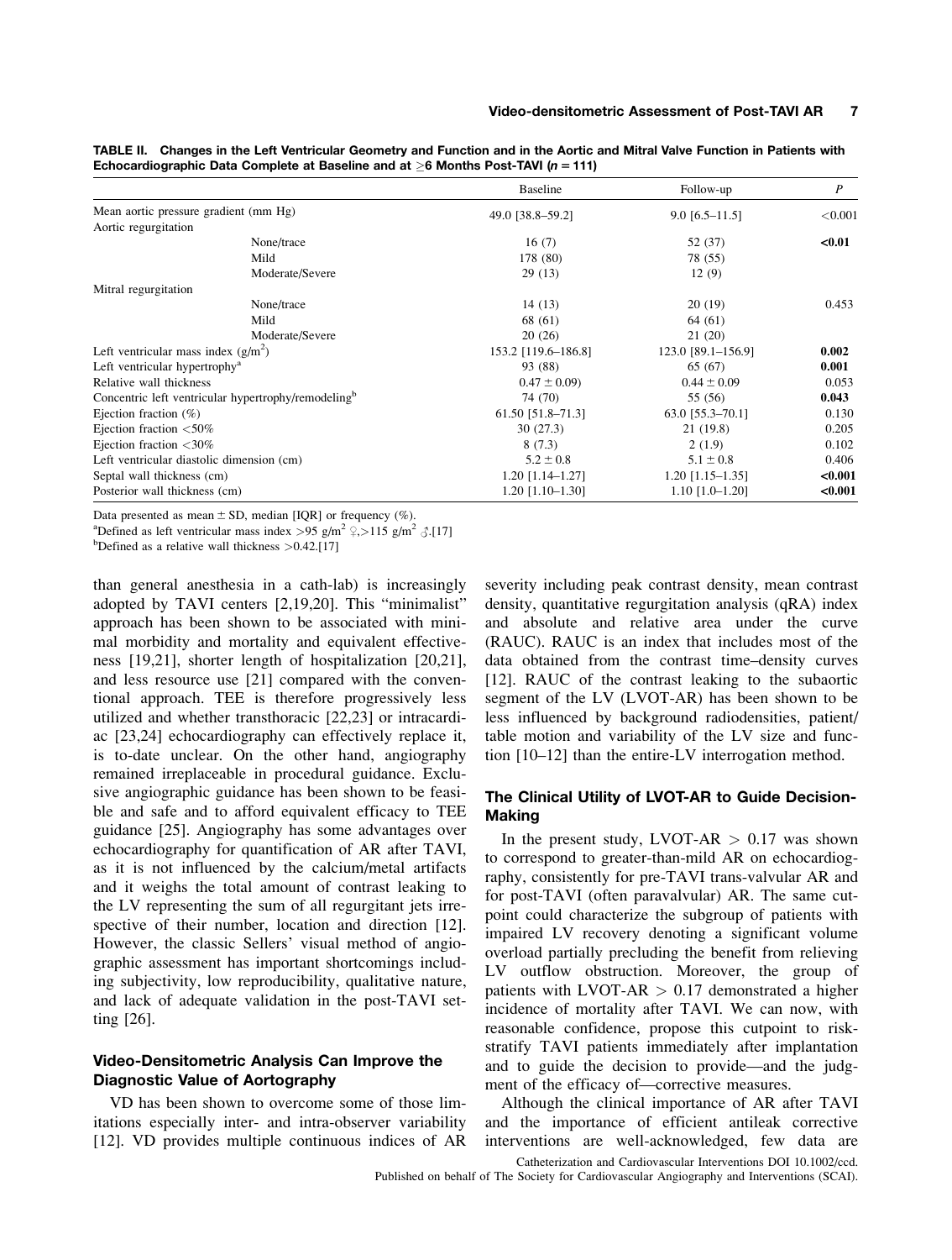TABLE II. Changes in the Left Ventricular Geometry and Function and in the Aortic and Mitral Valve Function in Patients with Echocardiographic Data Complete at Baseline and at ≥6 Months Post-TAVI ($n = 111$)

| | | Baseline | Follow-up | $P$ |
|---|---|---|---|---|
| Mean aortic pressure gradient (mm Hg) | | 49.0 [38.8–59.2] | 9.0 [6.5–11.5] | <0.001 |
| Aortic regurgitation | | | | |
| | None/trace | 16 (7) | 52 (37) | **<0.01** |
| | Mild | 178 (80) | 78 (55) | |
| | Moderate/Severe | 29 (13) | 12 (9) | |
| Mitral regurgitation | | | | |
| | None/trace | 14 (13) | 20 (19) | 0.453 |
| | Mild | 68 (61) | 64 (61) | |
| | Moderate/Severe | 20 (26) | 21 (20) | |
| Left ventricular mass index (g/m$^2$) | | 153.2 [119.6–186.8] | 123.0 [89.1–156.9] | **0.002** |
| Left ventricular hypertrophy[a] | | 93 (88) | 65 (67) | **0.001** |
| Relative wall thickness | | (0.47 ± 0.09) | 0.44 ± 0.09 | 0.053 |
| Concentric left ventricular hypertrophy/remodeling[b] | | 74 (70) | 55 (56) | **0.043** |
| Ejection fraction (%) | | 61.50 [51.8–71.3] | 63.0 [55.3–70.1] | 0.130 |
| Ejection fraction <50% | | 30 (27.3) | 21 (19.8) | 0.205 |
| Ejection fraction <30% | | 8 (7.3) | 2 (1.9) | 0.102 |
| Left ventricular diastolic dimension (cm) | | 5.2 ± 0.8 | 5.1 ± 0.8 | 0.406 |
| Septal wall thickness (cm) | | 1.20 [1.14–1.27] | 1.20 [1.15–1.35] | **<0.001** |
| Posterior wall thickness (cm) | | 1.20 [1.10–1.30] | 1.10 [1.0–1.20] | **<0.001** |

Data presented as mean ± SD, median [IQR] or frequency (%).
[a]Defined as left ventricular mass index >95 g/m$^2$ ♀,>115 g/m$^2$ ♂.[17]
[b]Defined as a relative wall thickness >0.42.[17]

than general anesthesia in a cath-lab) is increasingly adopted by TAVI centers [2,19,20]. This "minimalist" approach has been shown to be associated with minimal morbidity and mortality and equivalent effectiveness [19,21], shorter length of hospitalization [20,21], and less resource use [21] compared with the conventional approach. TEE is therefore progressively less utilized and whether transthoracic [22,23] or intracardiac [23,24] echocardiography can effectively replace it, is to-date unclear. On the other hand, angiography remained irreplaceable in procedural guidance. Exclusive angiographic guidance has been shown to be feasible and safe and to afford equivalent efficacy to TEE guidance [25]. Angiography has some advantages over echocardiography for quantification of AR after TAVI, as it is not influenced by the calcium/metal artifacts and it weighs the total amount of contrast leaking to the LV representing the sum of all regurgitant jets irrespective of their number, location and direction [12]. However, the classic Sellers' visual method of angiographic assessment has important shortcomings including subjectivity, low reproducibility, qualitative nature, and lack of adequate validation in the post-TAVI setting [26].

### Video-Densitometric Analysis Can Improve the Diagnostic Value of Aortography

VD has been shown to overcome some of those limitations especially inter- and intra-observer variability [12]. VD provides multiple continuous indices of AR severity including peak contrast density, mean contrast density, quantitative regurgitation analysis (qRA) index and absolute and relative area under the curve (RAUC). RAUC is an index that includes most of the data obtained from the contrast time–density curves [12]. RAUC of the contrast leaking to the subaortic segment of the LV (LVOT-AR) has been shown to be less influenced by background radiodensities, patient/table motion and variability of the LV size and function [10–12] than the entire-LV interrogation method.

### The Clinical Utility of LVOT-AR to Guide Decision-Making

In the present study, LVOT-AR > 0.17 was shown to correspond to greater-than-mild AR on echocardiography, consistently for pre-TAVI trans-valvular AR and for post-TAVI (often paravalvular) AR. The same cutpoint could characterize the subgroup of patients with impaired LV recovery denoting a significant volume overload partially precluding the benefit from relieving LV outflow obstruction. Moreover, the group of patients with LVOT-AR > 0.17 demonstrated a higher incidence of mortality after TAVI. We can now, with reasonable confidence, propose this cutpoint to risk-stratify TAVI patients immediately after implantation and to guide the decision to provide—and the judgment of the efficacy of—corrective measures.

Although the clinical importance of AR after TAVI and the importance of efficient antileak corrective interventions are well-acknowledged, few data are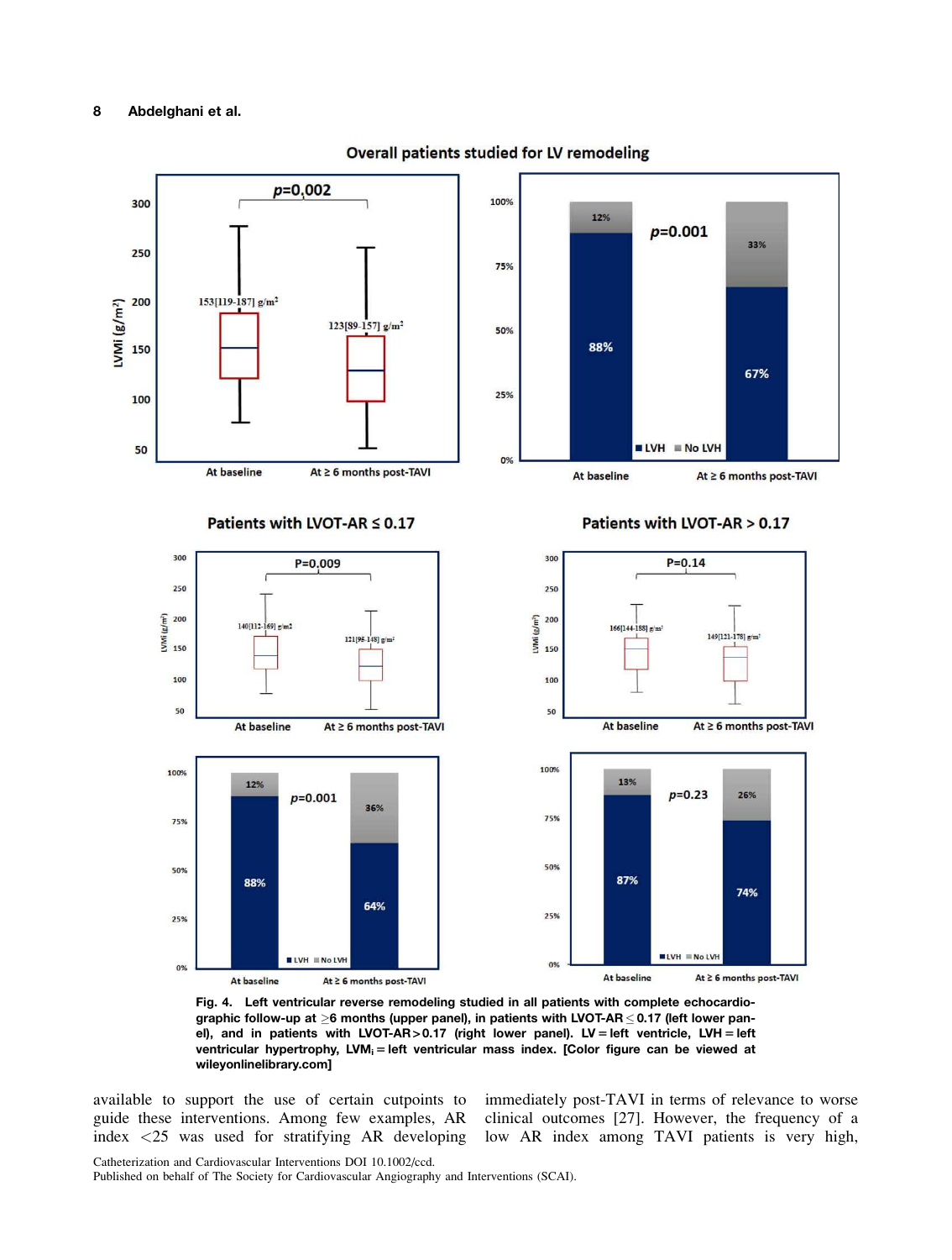Fig. 4. Left ventricular reverse remodeling studied in all patients with complete echocardiographic follow-up at ≥6 months (upper panel), in patients with LVOT-AR ≤ 0.17 (left lower panel), and in patients with LVOT-AR > 0.17 (right lower panel). LV = left ventricle, LVH = left ventricular hypertrophy, $LVM_i$ = left ventricular mass index. [Color figure can be viewed at wileyonlinelibrary.com]

available to support the use of certain cutpoints to guide these interventions. Among few examples, AR index <25 was used for stratifying AR developing immediately post-TAVI in terms of relevance to worse clinical outcomes [27]. However, the frequency of a low AR index among TAVI patients is very high,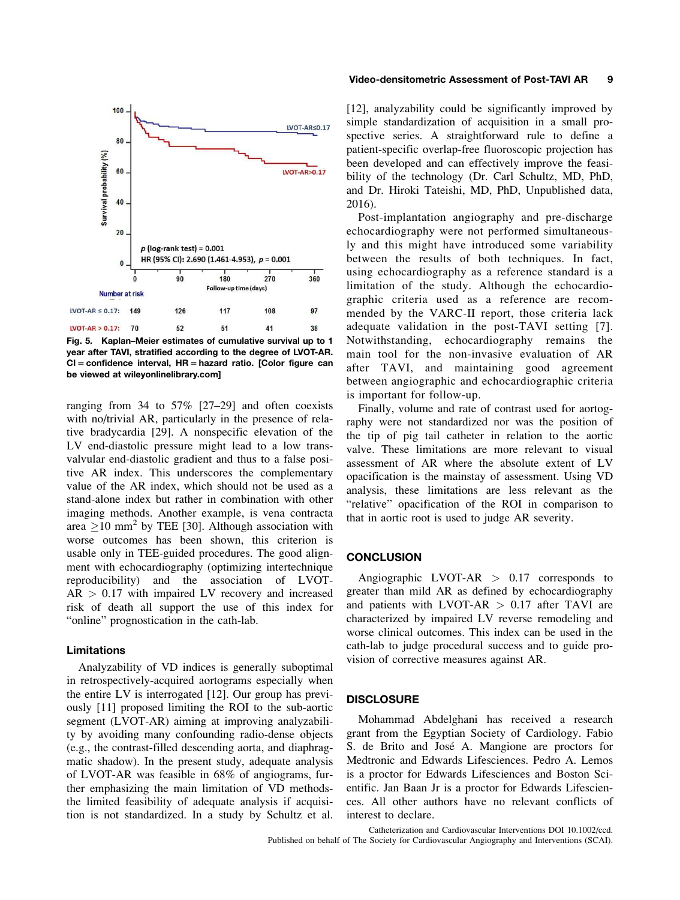Fig. 5. **Kaplan–Meier estimates of cumulative survival up to 1 year after TAVI, stratified according to the degree of LVOT-AR. CI = confidence interval, HR = hazard ratio. [Color figure can be viewed at wileyonlinelibrary.com]**

ranging from 34 to 57% [27–29] and often coexists with no/trivial AR, particularly in the presence of relative bradycardia [29]. A nonspecific elevation of the LV end-diastolic pressure might lead to a low transvalvular end-diastolic gradient and thus to a false positive AR index. This underscores the complementary value of the AR index, which should not be used as a stand-alone index but rather in combination with other imaging methods. Another example, is vena contracta area $\geq$10 mm$^2$ by TEE [30]. Although association with worse outcomes has been shown, this criterion is usable only in TEE-guided procedures. The good alignment with echocardiography (optimizing intertechnique reproducibility) and the association of LVOT-AR $>$ 0.17 with impaired LV recovery and increased risk of death all support the use of this index for "online" prognostication in the cath-lab.

### Limitations

Analyzability of VD indices is generally suboptimal in retrospectively-acquired aortograms especially when the entire LV is interrogated [12]. Our group has previously [11] proposed limiting the ROI to the sub-aortic segment (LVOT-AR) aiming at improving analyzability by avoiding many confounding radio-dense objects (e.g., the contrast-filled descending aorta, and diaphragmatic shadow). In the present study, adequate analysis of LVOT-AR was feasible in 68% of angiograms, further emphasizing the main limitation of VD methods-the limited feasibility of adequate analysis if acquisition is not standardized. In a study by Schultz et al. [12], analyzability could be significantly improved by simple standardization of acquisition in a small prospective series. A straightforward rule to define a patient-specific overlap-free fluoroscopic projection has been developed and can effectively improve the feasibility of the technology (Dr. Carl Schultz, MD, PhD, and Dr. Hiroki Tateishi, MD, PhD, Unpublished data, 2016).

Post-implantation angiography and pre-discharge echocardiography were not performed simultaneously and this might have introduced some variability between the results of both techniques. In fact, using echocardiography as a reference standard is a limitation of the study. Although the echocardiographic criteria used as a reference are recommended by the VARC-II report, those criteria lack adequate validation in the post-TAVI setting [7]. Notwithstanding, echocardiography remains the main tool for the non-invasive evaluation of AR after TAVI, and maintaining good agreement between angiographic and echocardiographic criteria is important for follow-up.

Finally, volume and rate of contrast used for aortography were not standardized nor was the position of the tip of pig tail catheter in relation to the aortic valve. These limitations are more relevant to visual assessment of AR where the absolute extent of LV opacification is the mainstay of assessment. Using VD analysis, these limitations are less relevant as the "relative" opacification of the ROI in comparison to that in aortic root is used to judge AR severity.

## CONCLUSION

Angiographic LVOT-AR $>$ 0.17 corresponds to greater than mild AR as defined by echocardiography and patients with LVOT-AR $>$ 0.17 after TAVI are characterized by impaired LV reverse remodeling and worse clinical outcomes. This index can be used in the cath-lab to judge procedural success and to guide provision of corrective measures against AR.

## DISCLOSURE

Mohammad Abdelghani has received a research grant from the Egyptian Society of Cardiology. Fabio S. de Brito and José A. Mangione are proctors for Medtronic and Edwards Lifesciences. Pedro A. Lemos is a proctor for Edwards Lifesciences and Boston Scientific. Jan Baan Jr is a proctor for Edwards Lifesciences. All other authors have no relevant conflicts of interest to declare.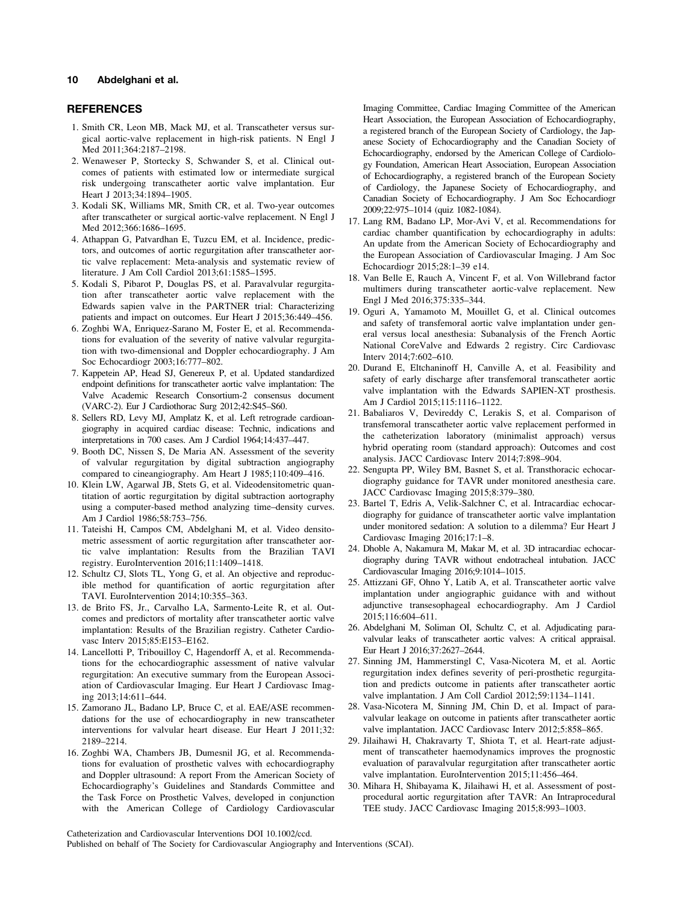## REFERENCES

1. Smith CR, Leon MB, Mack MJ, et al. Transcatheter versus surgical aortic-valve replacement in high-risk patients. N Engl J Med 2011;364:2187–2198.
2. Wenaweser P, Stortecky S, Schwander S, et al. Clinical outcomes of patients with estimated low or intermediate surgical risk undergoing transcatheter aortic valve implantation. Eur Heart J 2013;34:1894–1905.
3. Kodali SK, Williams MR, Smith CR, et al. Two-year outcomes after transcatheter or surgical aortic-valve replacement. N Engl J Med 2012;366:1686–1695.
4. Athappan G, Patvardhan E, Tuzcu EM, et al. Incidence, predictors, and outcomes of aortic regurgitation after transcatheter aortic valve replacement: Meta-analysis and systematic review of literature. J Am Coll Cardiol 2013;61:1585–1595.
5. Kodali S, Pibarot P, Douglas PS, et al. Paravalvular regurgitation after transcatheter aortic valve replacement with the Edwards sapien valve in the PARTNER trial: Characterizing patients and impact on outcomes. Eur Heart J 2015;36:449–456.
6. Zoghbi WA, Enriquez-Sarano M, Foster E, et al. Recommendations for evaluation of the severity of native valvular regurgitation with two-dimensional and Doppler echocardiography. J Am Soc Echocardiogr 2003;16:777–802.
7. Kappetein AP, Head SJ, Genereux P, et al. Updated standardized endpoint definitions for transcatheter aortic valve implantation: The Valve Academic Research Consortium-2 consensus document (VARC-2). Eur J Cardiothorac Surg 2012;42:S45–S60.
8. Sellers RD, Levy MJ, Amplatz K, et al. Left retrograde cardioangiography in acquired cardiac disease: Technic, indications and interpretations in 700 cases. Am J Cardiol 1964;14:437–447.
9. Booth DC, Nissen S, De Maria AN. Assessment of the severity of valvular regurgitation by digital subtraction angiography compared to cineangiography. Am Heart J 1985;110:409–416.
10. Klein LW, Agarwal JB, Stets G, et al. Videodensitometric quantitation of aortic regurgitation by digital subtraction aortography using a computer-based method analyzing time–density curves. Am J Cardiol 1986;58:753–756.
11. Tateishi H, Campos CM, Abdelghani M, et al. Video densitometric assessment of aortic regurgitation after transcatheter aortic valve implantation: Results from the Brazilian TAVI registry. EuroIntervention 2016;11:1409–1418.
12. Schultz CJ, Slots TL, Yong G, et al. An objective and reproducible method for quantification of aortic regurgitation after TAVI. EuroIntervention 2014;10:355–363.
13. de Brito FS, Jr., Carvalho LA, Sarmento-Leite R, et al. Outcomes and predictors of mortality after transcatheter aortic valve implantation: Results of the Brazilian registry. Catheter Cardiovasc Interv 2015;85:E153–E162.
14. Lancellotti P, Tribouilloy C, Hagendorff A, et al. Recommendations for the echocardiographic assessment of native valvular regurgitation: An executive summary from the European Association of Cardiovascular Imaging. Eur Heart J Cardiovasc Imaging 2013;14:611–644.
15. Zamorano JL, Badano LP, Bruce C, et al. EAE/ASE recommendations for the use of echocardiography in new transcatheter interventions for valvular heart disease. Eur Heart J 2011;32: 2189–2214.
16. Zoghbi WA, Chambers JB, Dumesnil JG, et al. Recommendations for evaluation of prosthetic valves with echocardiography and Doppler ultrasound: A report From the American Society of Echocardiography's Guidelines and Standards Committee and the Task Force on Prosthetic Valves, developed in conjunction with the American College of Cardiology Cardiovascular Imaging Committee, Cardiac Imaging Committee of the American Heart Association, the European Association of Echocardiography, a registered branch of the European Society of Cardiology, the Japanese Society of Echocardiography and the Canadian Society of Echocardiography, endorsed by the American College of Cardiology Foundation, American Heart Association, European Association of Echocardiography, a registered branch of the European Society of Cardiology, the Japanese Society of Echocardiography, and Canadian Society of Echocardiography. J Am Soc Echocardiogr 2009;22:975–1014 (quiz 1082-1084).
17. Lang RM, Badano LP, Mor-Avi V, et al. Recommendations for cardiac chamber quantification by echocardiography in adults: An update from the American Society of Echocardiography and the European Association of Cardiovascular Imaging. J Am Soc Echocardiogr 2015;28:1–39 e14.
18. Van Belle E, Rauch A, Vincent F, et al. Von Willebrand factor multimers during transcatheter aortic-valve replacement. New Engl J Med 2016;375:335–344.
19. Oguri A, Yamamoto M, Mouillet G, et al. Clinical outcomes and safety of transfemoral aortic valve implantation under general versus local anesthesia: Subanalysis of the French Aortic National CoreValve and Edwards 2 registry. Circ Cardiovasc Interv 2014;7:602–610.
20. Durand E, Eltchaninoff H, Canville A, et al. Feasibility and safety of early discharge after transfemoral transcatheter aortic valve implantation with the Edwards SAPIEN-XT prosthesis. Am J Cardiol 2015;115:1116–1122.
21. Babaliaros V, Devireddy C, Lerakis S, et al. Comparison of transfemoral transcatheter aortic valve replacement performed in the catheterization laboratory (minimalist approach) versus hybrid operating room (standard approach): Outcomes and cost analysis. JACC Cardiovasc Interv 2014;7:898–904.
22. Sengupta PP, Wiley BM, Basnet S, et al. Transthoracic echocardiography guidance for TAVR under monitored anesthesia care. JACC Cardiovasc Imaging 2015;8:379–380.
23. Bartel T, Edris A, Velik-Salchner C, et al. Intracardiac echocardiography for guidance of transcatheter aortic valve implantation under monitored sedation: A solution to a dilemma? Eur Heart J Cardiovasc Imaging 2016;17:1–8.
24. Dhoble A, Nakamura M, Makar M, et al. 3D intracardiac echocardiography during TAVR without endotracheal intubation. JACC Cardiovascular Imaging 2016;9:1014–1015.
25. Attizzani GF, Ohno Y, Latib A, et al. Transcatheter aortic valve implantation under angiographic guidance with and without adjunctive transesophageal echocardiography. Am J Cardiol 2015;116:604–611.
26. Abdelghani M, Soliman OI, Schultz C, et al. Adjudicating paravalvular leaks of transcatheter aortic valves: A critical appraisal. Eur Heart J 2016;37:2627–2644.
27. Sinning JM, Hammerstingl C, Vasa-Nicotera M, et al. Aortic regurgitation index defines severity of peri-prosthetic regurgitation and predicts outcome in patients after transcatheter aortic valve implantation. J Am Coll Cardiol 2012;59:1134–1141.
28. Vasa-Nicotera M, Sinning JM, Chin D, et al. Impact of paravalvular leakage on outcome in patients after transcatheter aortic valve implantation. JACC Cardiovasc Interv 2012;5:858–865.
29. Jilaihawi H, Chakravarty T, Shiota T, et al. Heart-rate adjustment of transcatheter haemodynamics improves the prognostic evaluation of paravalvular regurgitation after transcatheter aortic valve implantation. EuroIntervention 2015;11:456–464.
30. Mihara H, Shibayama K, Jilaihawi H, et al. Assessment of post-procedural aortic regurgitation after TAVR: An Intraprocedural TEE study. JACC Cardiovasc Imaging 2015;8:993–1003.